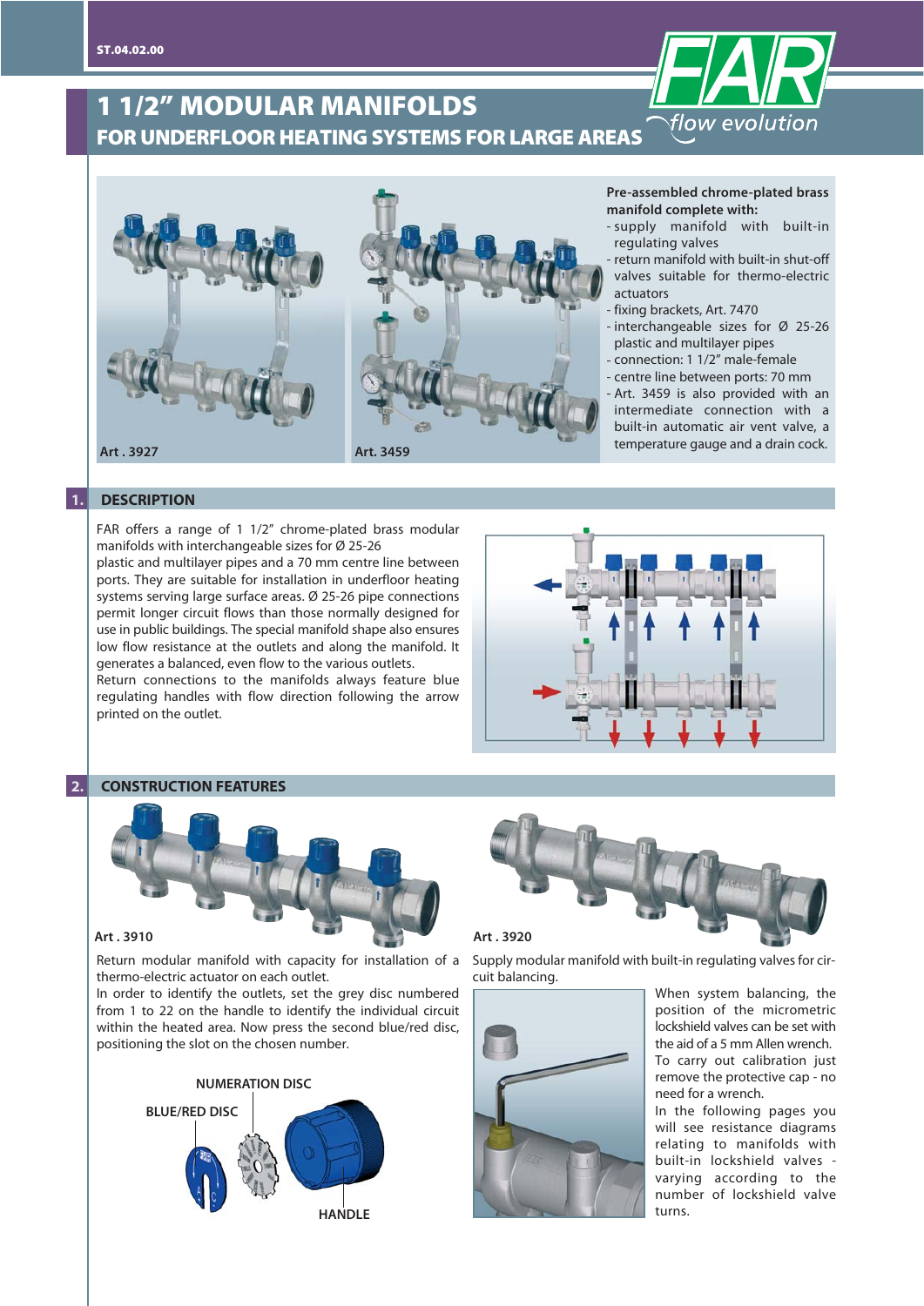# 1 1/2" MODULAR MANIFOLDS

## FOR UNDERFLOOR HEATING SYSTEMS FOR LARGE AREAS

Art . 3927

Art. 3459

**Pre-assembled chrome-plated brass manifold complete with:**

- supply manifold with built-in regulating valves
- return manifold with built-in shut-off valves suitable for thermo-electric actuators
- fixing brackets, Art. 7470
- interchangeable sizes for Ø 25-26 plastic and multilayer pipes
- connection: 1 1/2" male-female
- centre line between ports: 70 mm
- Art. 3459 is also provided with an intermediate connection with a built-in automatic air vent valve, a temperature gauge and a drain cock.

## 1. DESCRIPTION

FAR offers a range of 1 1/2" chrome-plated brass modular manifolds with interchangeable sizes for Ø 25-26 plastic and multilayer pipes and a 70 mm centre line between ports. They are suitable for installation in underfloor heating systems serving large surface areas. Ø 25-26 pipe connections permit longer circuit flows than those normally designed for use in public buildings. The special manifold shape also ensures low flow resistance at the outlets and along the manifold. It generates a balanced, even flow to the various outlets.
Return connections to the manifolds always feature blue regulating handles with flow direction following the arrow printed on the outlet.

## 2. CONSTRUCTION FEATURES

Art . 3910

Return modular manifold with capacity for installation of a thermo-electric actuator on each outlet.
In order to identify the outlets, set the grey disc numbered from 1 to 22 on the handle to identify the individual circuit within the heated area. Now press the second blue/red disc, positioning the slot on the chosen number.

NUMERATION DISC

BLUE/RED DISC

HANDLE

Art . 3920

Supply modular manifold with built-in regulating valves for circuit balancing.

When system balancing, the position of the micrometric lockshield valves can be set with the aid of a 5 mm Allen wrench. To carry out calibration just remove the protective cap - no need for a wrench.
In the following pages you will see resistance diagrams relating to manifolds with built-in lockshield valves - varying according to the number of lockshield valve turns.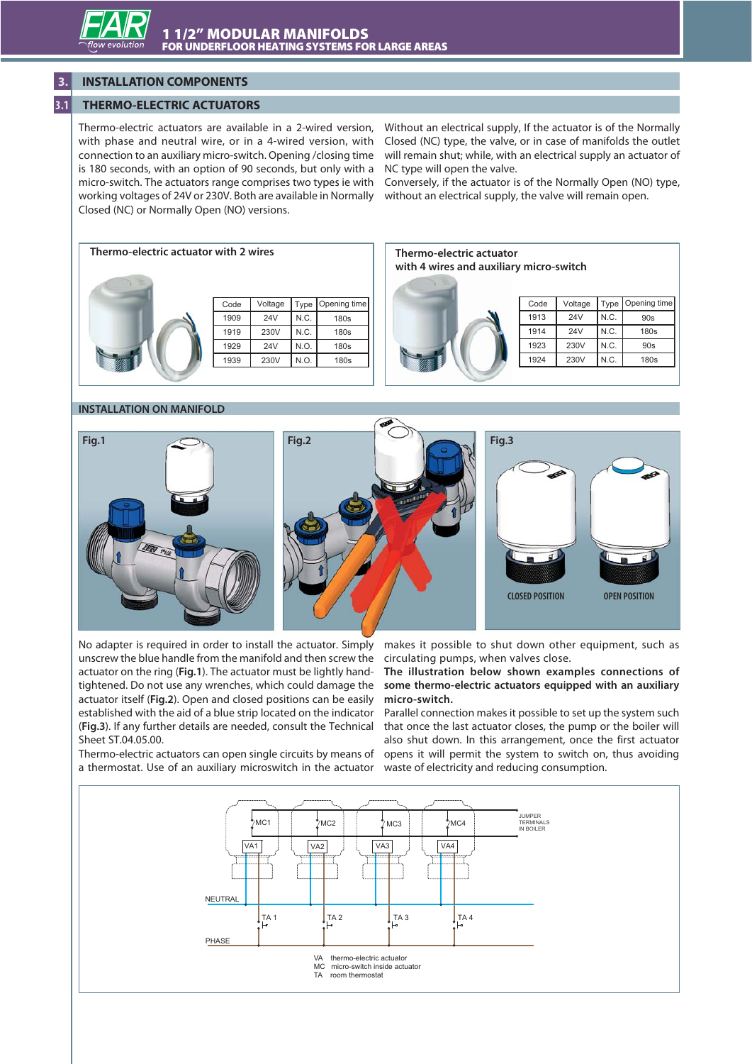## 3. INSTALLATION COMPONENTS

### 3.1 THERMO-ELECTRIC ACTUATORS

Thermo-electric actuators are available in a 2-wired version, with phase and neutral wire, or in a 4-wired version, with connection to an auxiliary micro-switch. Opening /closing time is 180 seconds, with an option of 90 seconds, but only with a micro-switch. The actuators range comprises two types ie with working voltages of 24V or 230V. Both are available in Normally Closed (NC) or Normally Open (NO) versions.

Without an electrical supply, If the actuator is of the Normally Closed (NC) type, the valve, or in case of manifolds the outlet will remain shut; while, with an electrical supply an actuator of NC type will open the valve.
Conversely, if the actuator is of the Normally Open (NO) type, without an electrical supply, the valve will remain open.

**Thermo-electric actuator with 2 wires**

| Code | Voltage | Type | Opening time |
|---|---|---|---|
| 1909 | 24V | N.C. | 180s |
| 1919 | 230V | N.C. | 180s |
| 1929 | 24V | N.O. | 180s |
| 1939 | 230V | N.O. | 180s |

**Thermo-electric actuator with 4 wires and auxiliary micro-switch**

| Code | Voltage | Type | Opening time |
|---|---|---|---|
| 1913 | 24V | N.C. | 90s |
| 1914 | 24V | N.C. | 180s |
| 1923 | 230V | N.C. | 90s |
| 1924 | 230V | N.C. | 180s |

#### INSTALLATION ON MANIFOLD

Fig.1 Fig.2 Fig.3

CLOSED POSITION OPEN POSITION

No adapter is required in order to install the actuator. Simply unscrew the blue handle from the manifold and then screw the actuator on the ring (**Fig.1**). The actuator must be lightly hand-tightened. Do not use any wrenches, which could damage the actuator itself (**Fig.2**). Open and closed positions can be easily established with the aid of a blue strip located on the indicator (**Fig.3**). If any further details are needed, consult the Technical Sheet ST.04.05.00.

Thermo-electric actuators can open single circuits by means of a thermostat. Use of an auxiliary microswitch in the actuator makes it possible to shut down other equipment, such as circulating pumps, when valves close.

**The illustration below shown examples connections of some thermo-electric actuators equipped with an auxiliary micro-switch.**

Parallel connection makes it possible to set up the system such that once the last actuator closes, the pump or the boiler will also shut down. In this arrangement, once the first actuator opens it will permit the system to switch on, thus avoiding waste of electricity and reducing consumption.

MC1 MC2 MC3 MC4 — JUMPER TERMINALS IN BOILER

VA1 VA2 VA3 VA4

NEUTRAL

TA 1 TA 2 TA 3 TA 4

PHASE

VA thermo-electric actuator
MC micro-switch inside actuator
TA room thermostat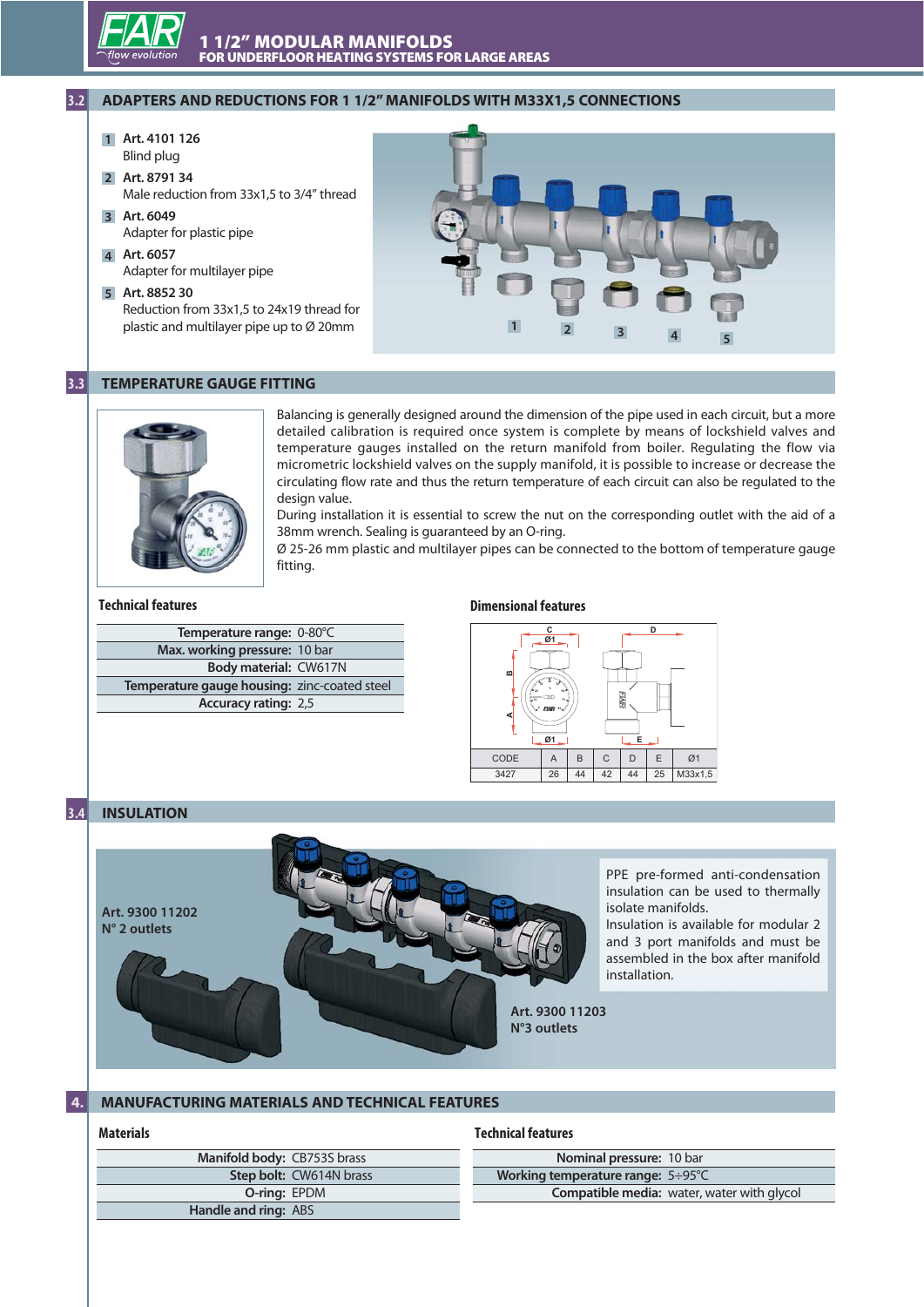## 3.2 ADAPTERS AND REDUCTIONS FOR 1 1/2" MANIFOLDS WITH M33X1,5 CONNECTIONS

1. **Art. 4101 126**
   Blind plug
2. **Art. 8791 34**
   Male reduction from 33x1,5 to 3/4" thread
3. **Art. 6049**
   Adapter for plastic pipe
4. **Art. 6057**
   Adapter for multilayer pipe
5. **Art. 8852 30**
   Reduction from 33x1,5 to 24x19 thread for plastic and multilayer pipe up to Ø 20mm

## 3.3 TEMPERATURE GAUGE FITTING

Balancing is generally designed around the dimension of the pipe used in each circuit, but a more detailed calibration is required once system is complete by means of lockshield valves and temperature gauges installed on the return manifold from boiler. Regulating the flow via micrometric lockshield valves on the supply manifold, it is possible to increase or decrease the circulating flow rate and thus the return temperature of each circuit can also be regulated to the design value.

During installation it is essential to screw the nut on the corresponding outlet with the aid of a 38mm wrench. Sealing is guaranteed by an O-ring.

Ø 25-26 mm plastic and multilayer pipes can be connected to the bottom of temperature gauge fitting.

### Technical features

| | |
|---|---|
| **Temperature range:** | 0-80°C |
| **Max. working pressure:** | 10 bar |
| **Body material:** | CW617N |
| **Temperature gauge housing:** | zinc-coated steel |
| **Accuracy rating:** | 2,5 |

### Dimensional features

| CODE | A | B | C | D | E | Ø1 |
|---|---|---|---|---|---|---|
| 3427 | 26 | 44 | 42 | 44 | 25 | M33x1,5 |

## 3.4 INSULATION

**Art. 9300 11202**
**N° 2 outlets**

**Art. 9300 11203**
**N°3 outlets**

PPE pre-formed anti-condensation insulation can be used to thermally isolate manifolds.
Insulation is available for modular 2 and 3 port manifolds and must be assembled in the box after manifold installation.

## 4. MANUFACTURING MATERIALS AND TECHNICAL FEATURES

### Materials

| | |
|---|---|
| **Manifold body:** | CB753S brass |
| **Step bolt:** | CW614N brass |
| **O-ring:** | EPDM |
| **Handle and ring:** | ABS |

### Technical features

| | |
|---|---|
| **Nominal pressure:** | 10 bar |
| **Working temperature range:** | 5÷95°C |
| **Compatible media:** | water, water with glycol |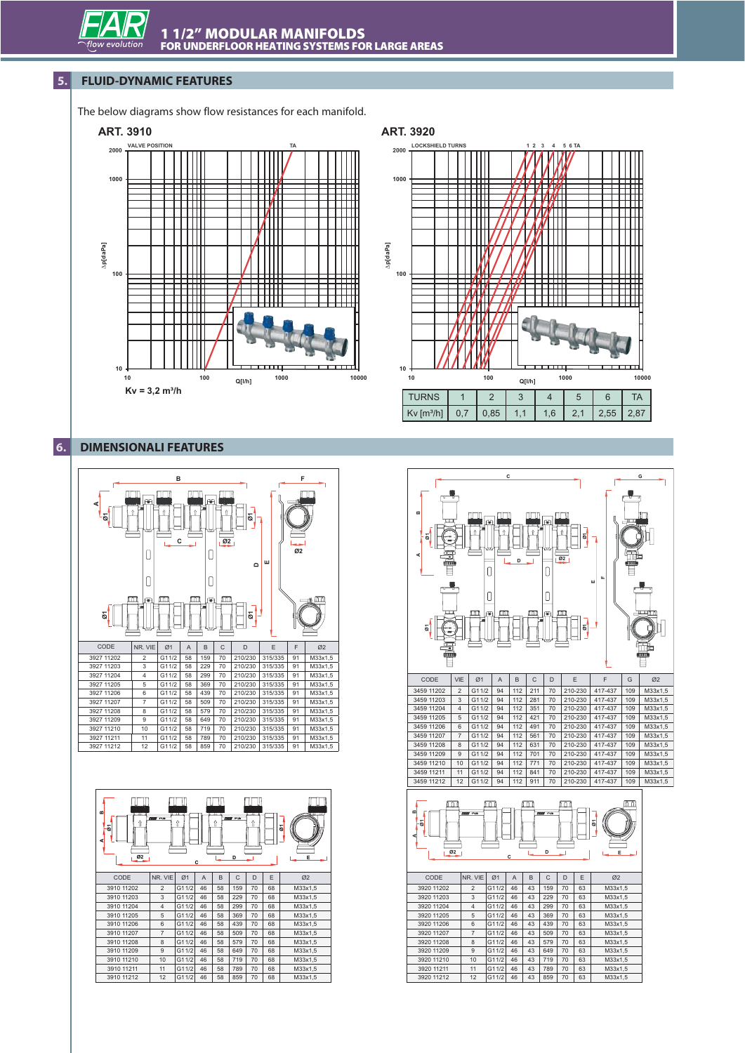## 5. FLUID-DYNAMIC FEATURES

The below diagrams show flow resistances for each manifold.

### ART. 3910

VALVE POSITION

TA

2000

1000

Δp[daPa]

100

10

10

100

Q[l/h]

1000

10000

Kv = 3,2 m³/h

### ART. 3920

LOCKSHIELD TURNS

1 2 3 4 5 6 TA

2000

1000

Δp[daPa]

100

10

10

100

Q[l/h]

1000

10000

| TURNS | 1 | 2 | 3 | 4 | 5 | 6 | TA |
|---|---|---|---|---|---|---|---|
| Kv [m³/h] | 0,7 | 0,85 | 1,1 | 1,6 | 2,1 | 2,55 | 2,87 |

## 6. DIMENSIONALI FEATURES

| CODE | NR. VIE | Ø1 | A | B | C | D | E | F | Ø2 |
|---|---|---|---|---|---|---|---|---|---|
| 3927 11202 | 2 | G11/2 | 58 | 159 | 70 | 210/230 | 315/335 | 91 | M33x1,5 |
| 3927 11203 | 3 | G11/2 | 58 | 229 | 70 | 210/230 | 315/335 | 91 | M33x1,5 |
| 3927 11204 | 4 | G11/2 | 58 | 299 | 70 | 210/230 | 315/335 | 91 | M33x1,5 |
| 3927 11205 | 5 | G11/2 | 58 | 369 | 70 | 210/230 | 315/335 | 91 | M33x1,5 |
| 3927 11206 | 6 | G11/2 | 58 | 439 | 70 | 210/230 | 315/335 | 91 | M33x1,5 |
| 3927 11207 | 7 | G11/2 | 58 | 509 | 70 | 210/230 | 315/335 | 91 | M33x1,5 |
| 3927 11208 | 8 | G11/2 | 58 | 579 | 70 | 210/230 | 315/335 | 91 | M33x1,5 |
| 3927 11209 | 9 | G11/2 | 58 | 649 | 70 | 210/230 | 315/335 | 91 | M33x1,5 |
| 3927 11210 | 10 | G11/2 | 58 | 719 | 70 | 210/230 | 315/335 | 91 | M33x1,5 |
| 3927 11211 | 11 | G11/2 | 58 | 789 | 70 | 210/230 | 315/335 | 91 | M33x1,5 |
| 3927 11212 | 12 | G11/2 | 58 | 859 | 70 | 210/230 | 315/335 | 91 | M33x1,5 |

| CODE | VIE | Ø1 | A | B | C | D | E | F | G | Ø2 |
|---|---|---|---|---|---|---|---|---|---|---|
| 3459 11202 | 2 | G11/2 | 94 | 112 | 211 | 70 | 210-230 | 417-437 | 109 | M33x1,5 |
| 3459 11203 | 3 | G11/2 | 94 | 112 | 281 | 70 | 210-230 | 417-437 | 109 | M33x1,5 |
| 3459 11204 | 4 | G11/2 | 94 | 112 | 351 | 70 | 210-230 | 417-437 | 109 | M33x1,5 |
| 3459 11205 | 5 | G11/2 | 94 | 112 | 421 | 70 | 210-230 | 417-437 | 109 | M33x1,5 |
| 3459 11206 | 6 | G11/2 | 94 | 112 | 491 | 70 | 210-230 | 417-437 | 109 | M33x1,5 |
| 3459 11207 | 7 | G11/2 | 94 | 112 | 561 | 70 | 210-230 | 417-437 | 109 | M33x1,5 |
| 3459 11208 | 8 | G11/2 | 94 | 112 | 631 | 70 | 210-230 | 417-437 | 109 | M33x1,5 |
| 3459 11209 | 9 | G11/2 | 94 | 112 | 701 | 70 | 210-230 | 417-437 | 109 | M33x1,5 |
| 3459 11210 | 10 | G11/2 | 94 | 112 | 771 | 70 | 210-230 | 417-437 | 109 | M33x1,5 |
| 3459 11211 | 11 | G11/2 | 94 | 112 | 841 | 70 | 210-230 | 417-437 | 109 | M33x1,5 |
| 3459 11212 | 12 | G11/2 | 94 | 112 | 911 | 70 | 210-230 | 417-437 | 109 | M33x1,5 |

| CODE | NR. VIE | Ø1 | A | B | C | D | E | Ø2 |
|---|---|---|---|---|---|---|---|---|
| 3910 11202 | 2 | G11/2 | 46 | 58 | 159 | 70 | 68 | M33x1,5 |
| 3910 11203 | 3 | G11/2 | 46 | 58 | 229 | 70 | 68 | M33x1,5 |
| 3910 11204 | 4 | G11/2 | 46 | 58 | 299 | 70 | 68 | M33x1,5 |
| 3910 11205 | 5 | G11/2 | 46 | 58 | 369 | 70 | 68 | M33x1,5 |
| 3910 11206 | 6 | G11/2 | 46 | 58 | 439 | 70 | 68 | M33x1,5 |
| 3910 11207 | 7 | G11/2 | 46 | 58 | 509 | 70 | 68 | M33x1,5 |
| 3910 11208 | 8 | G11/2 | 46 | 58 | 579 | 70 | 68 | M33x1,5 |
| 3910 11209 | 9 | G11/2 | 46 | 58 | 649 | 70 | 68 | M33x1,5 |
| 3910 11210 | 10 | G11/2 | 46 | 58 | 719 | 70 | 68 | M33x1,5 |
| 3910 11211 | 11 | G11/2 | 46 | 58 | 789 | 70 | 68 | M33x1,5 |
| 3910 11212 | 12 | G11/2 | 46 | 58 | 859 | 70 | 68 | M33x1,5 |

| CODE | NR. VIE | Ø1 | A | B | C | D | E | Ø2 |
|---|---|---|---|---|---|---|---|---|
| 3920 11202 | 2 | G11/2 | 46 | 43 | 159 | 70 | 63 | M33x1,5 |
| 3920 11203 | 3 | G11/2 | 46 | 43 | 229 | 70 | 63 | M33x1,5 |
| 3920 11204 | 4 | G11/2 | 46 | 43 | 299 | 70 | 63 | M33x1,5 |
| 3920 11205 | 5 | G11/2 | 46 | 43 | 369 | 70 | 63 | M33x1,5 |
| 3920 11206 | 6 | G11/2 | 46 | 43 | 439 | 70 | 63 | M33x1,5 |
| 3920 11207 | 7 | G11/2 | 46 | 43 | 509 | 70 | 63 | M33x1,5 |
| 3920 11208 | 8 | G11/2 | 46 | 43 | 579 | 70 | 63 | M33x1,5 |
| 3920 11209 | 9 | G11/2 | 46 | 43 | 649 | 70 | 63 | M33x1,5 |
| 3920 11210 | 10 | G11/2 | 46 | 43 | 719 | 70 | 63 | M33x1,5 |
| 3920 11211 | 11 | G11/2 | 46 | 43 | 789 | 70 | 63 | M33x1,5 |
| 3920 11212 | 12 | G11/2 | 46 | 43 | 859 | 70 | 63 | M33x1,5 |